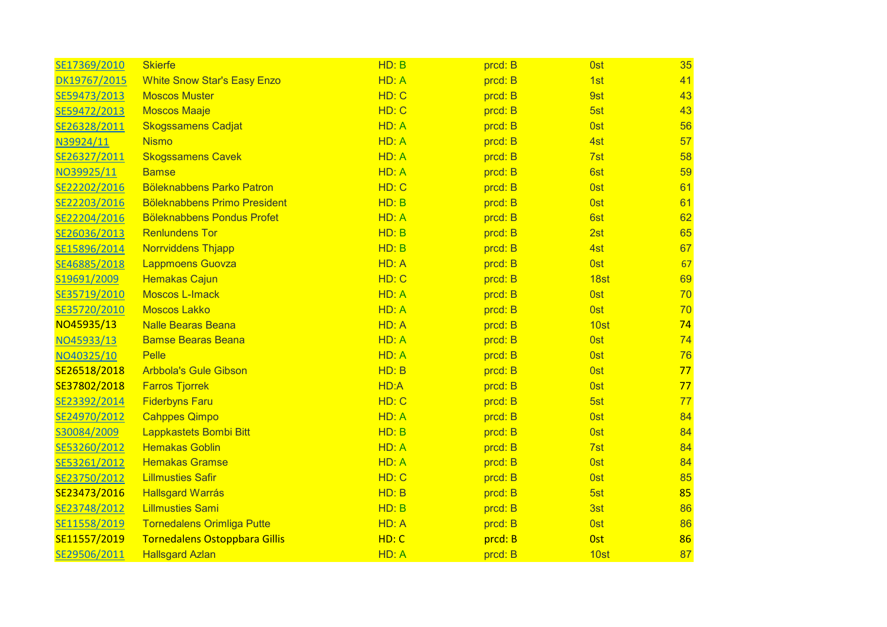| | | | | | |
|---|---|---|---|---|---|
| SE17369/2010 | Skierfe | HD: B | prcd: B | 0st | 35 |
| DK19767/2015 | White Snow Star's Easy Enzo | HD: A | prcd: B | 1st | 41 |
| SE59473/2013 | Moscos Muster | HD: C | prcd: B | 9st | 43 |
| SE59472/2013 | Moscos Maaje | HD: C | prcd: B | 5st | 43 |
| SE26328/2011 | Skogssamens Cadjat | HD: A | prcd: B | 0st | 56 |
| N39924/11 | Nismo | HD: A | prcd: B | 4st | 57 |
| SE26327/2011 | Skogssamens Cavek | HD: A | prcd: B | 7st | 58 |
| NO39925/11 | Bamse | HD: A | prcd: B | 6st | 59 |
| SE22202/2016 | Böleknabbens Parko Patron | HD: C | prcd: B | 0st | 61 |
| SE22203/2016 | Böleknabbens Primo President | HD: B | prcd: B | 0st | 61 |
| SE22204/2016 | Böleknabbens Pondus Profet | HD: A | prcd: B | 6st | 62 |
| SE26036/2013 | Renlundens Tor | HD: B | prcd: B | 2st | 65 |
| SE15896/2014 | Norrviddens Thjapp | HD: B | prcd: B | 4st | 67 |
| SE46885/2018 | Lappmoens Guovza | HD: A | prcd: B | 0st | 67 |
| S19691/2009 | Hemakas Cajun | HD: C | prcd: B | 18st | 69 |
| SE35719/2010 | Moscos L-Imack | HD: A | prcd: B | 0st | 70 |
| SE35720/2010 | Moscos Lakko | HD: A | prcd: B | 0st | 70 |
| NO45935/13 | Nalle Bearas Beana | HD: A | prcd: B | 10st | 74 |
| NO45933/13 | Bamse Bearas Beana | HD: A | prcd: B | 0st | 74 |
| NO40325/10 | Pelle | HD: A | prcd: B | 0st | 76 |
| SE26518/2018 | Arbbola's Gule Gibson | HD: B | prcd: B | 0st | 77 |
| SE37802/2018 | Farros Tjorrek | HD:A | prcd: B | 0st | 77 |
| SE23392/2014 | Fiderbyns Faru | HD: C | prcd: B | 5st | 77 |
| SE24970/2012 | Cahppes Qimpo | HD: A | prcd: B | 0st | 84 |
| S30084/2009 | Lappkastets Bombi Bitt | HD: B | prcd: B | 0st | 84 |
| SE53260/2012 | Hemakas Goblin | HD: A | prcd: B | 7st | 84 |
| SE53261/2012 | Hemakas Gramse | HD: A | prcd: B | 0st | 84 |
| SE23750/2012 | Lillmusties Safir | HD: C | prcd: B | 0st | 85 |
| SE23473/2016 | Hallsgard Warrás | HD: B | prcd: B | 5st | 85 |
| SE23748/2012 | Lillmusties Sami | HD: B | prcd: B | 3st | 86 |
| SE11558/2019 | Tornedalens Orimliga Putte | HD: A | prcd: B | 0st | 86 |
| SE11557/2019 | Tornedalens Ostoppbara Gillis | HD: C | prcd: B | 0st | 86 |
| SE29506/2011 | Hallsgard Azlan | HD: A | prcd: B | 10st | 87 |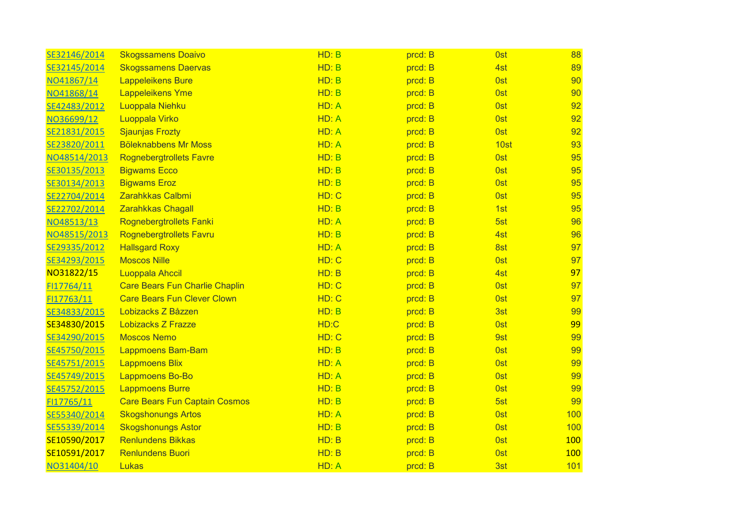| | | | | | |
|---|---|---|---|---|---|
| SE32146/2014 | Skogssamens Doaivo | HD: B | prcd: B | 0st | 88 |
| SE32145/2014 | Skogssamens Daervas | HD: B | prcd: B | 4st | 89 |
| NO41867/14 | Lappeleikens Bure | HD: B | prcd: B | 0st | 90 |
| NO41868/14 | Lappeleikens Yme | HD: B | prcd: B | 0st | 90 |
| SE42483/2012 | Luoppala Niehku | HD: A | prcd: B | 0st | 92 |
| NO36699/12 | Luoppala Virko | HD: A | prcd: B | 0st | 92 |
| SE21831/2015 | Sjaunjas Frozty | HD: A | prcd: B | 0st | 92 |
| SE23820/2011 | Böleknabbens Mr Moss | HD: A | prcd: B | 10st | 93 |
| NO48514/2013 | Rognebergtrollets Favre | HD: B | prcd: B | 0st | 95 |
| SE30135/2013 | Bigwams Ecco | HD: B | prcd: B | 0st | 95 |
| SE30134/2013 | Bigwams Eroz | HD: B | prcd: B | 0st | 95 |
| SE22704/2014 | Zarahkkas Calbmi | HD: C | prcd: B | 0st | 95 |
| SE22702/2014 | Zarahkkas Chagall | HD: B | prcd: B | 1st | 95 |
| NO48513/13 | Rognebergtrollets Fanki | HD: A | prcd: B | 5st | 96 |
| NO48515/2013 | Rognebergtrollets Favru | HD: B | prcd: B | 4st | 96 |
| SE29335/2012 | Hallsgard Roxy | HD: A | prcd: B | 8st | 97 |
| SE34293/2015 | Moscos Nille | HD: C | prcd: B | 0st | 97 |
| NO31822/15 | Luoppala Ahccil | HD: B | prcd: B | 4st | 97 |
| FI17764/11 | Care Bears Fun Charlie Chaplin | HD: C | prcd: B | 0st | 97 |
| FI17763/11 | Care Bears Fun Clever Clown | HD: C | prcd: B | 0st | 97 |
| SE34833/2015 | Lobizacks Z Båzzen | HD: B | prcd: B | 3st | 99 |
| SE34830/2015 | Lobizacks Z Frazze | HD:C | prcd: B | 0st | 99 |
| SE34290/2015 | Moscos Nemo | HD: C | prcd: B | 9st | 99 |
| SE45750/2015 | Lappmoens Bam-Bam | HD: B | prcd: B | 0st | 99 |
| SE45751/2015 | Lappmoens Blix | HD: A | prcd: B | 0st | 99 |
| SE45749/2015 | Lappmoens Bo-Bo | HD: A | prcd: B | 0st | 99 |
| SE45752/2015 | Lappmoens Burre | HD: B | prcd: B | 0st | 99 |
| FI17765/11 | Care Bears Fun Captain Cosmos | HD: B | prcd: B | 5st | 99 |
| SE55340/2014 | Skogshonungs Artos | HD: A | prcd: B | 0st | 100 |
| SE55339/2014 | Skogshonungs Astor | HD: B | prcd: B | 0st | 100 |
| SE10590/2017 | Renlundens Bikkas | HD: B | prcd: B | 0st | 100 |
| SE10591/2017 | Renlundens Buori | HD: B | prcd: B | 0st | 100 |
| NO31404/10 | Lukas | HD: A | prcd: B | 3st | 101 |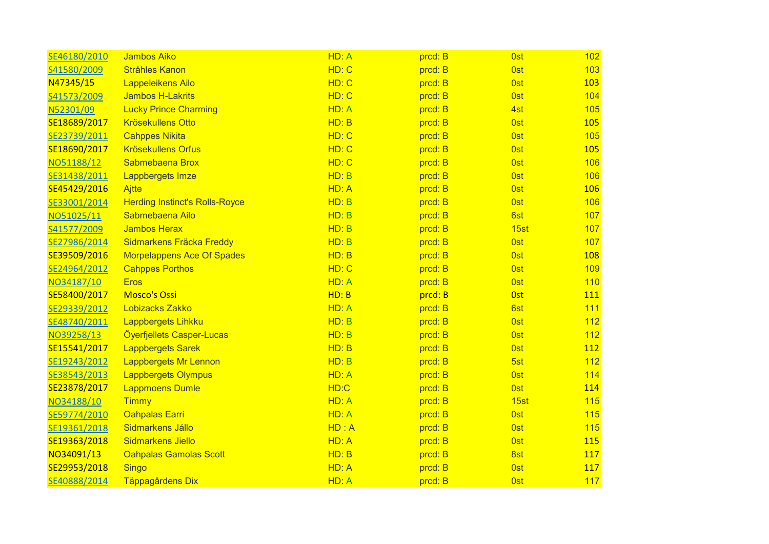| SE46180/2010 | Jambos Aiko | HD: A | prcd: B | 0st | 102 |
|---|---|---|---|---|---|
| S41580/2009 | Stråhles Kanon | HD: C | prcd: B | 0st | 103 |
| N47345/15 | Lappeleikens Ailo | HD: C | prcd: B | 0st | 103 |
| S41573/2009 | Jambos H-Lakrits | HD: C | prcd: B | 0st | 104 |
| N52301/09 | Lucky Prince Charming | HD: A | prcd: B | 4st | 105 |
| SE18689/2017 | Krösekullens Otto | HD: B | prcd: B | 0st | 105 |
| SE23739/2011 | Cahppes Nikita | HD: C | prcd: B | 0st | 105 |
| SE18690/2017 | Krösekullens Orfus | HD: C | prcd: B | 0st | 105 |
| NO51188/12 | Sabmebaena Brox | HD: C | prcd: B | 0st | 106 |
| SE31438/2011 | Lappbergets Imze | HD: B | prcd: B | 0st | 106 |
| SE45429/2016 | Ajtte | HD: A | prcd: B | 0st | 106 |
| SE33001/2014 | Herding Instinct's Rolls-Royce | HD: B | prcd: B | 0st | 106 |
| NO51025/11 | Sabmebaena Ailo | HD: B | prcd: B | 6st | 107 |
| S41577/2009 | Jambos Herax | HD: B | prcd: B | 15st | 107 |
| SE27986/2014 | Sidmarkens Fräcka Freddy | HD: B | prcd: B | 0st | 107 |
| SE39509/2016 | Morpelappens Ace Of Spades | HD: B | prcd: B | 0st | 108 |
| SE24964/2012 | Cahppes Porthos | HD: C | prcd: B | 0st | 109 |
| NO34187/10 | Eros | HD: A | prcd: B | 0st | 110 |
| SE58400/2017 | Mosco's Ossi | HD: B | prcd: B | 0st | 111 |
| SE29339/2012 | Lobizacks Zakko | HD: A | prcd: B | 6st | 111 |
| SE48740/2011 | Lappbergets Lihkku | HD: B | prcd: B | 0st | 112 |
| NO39258/13 | Öyerfjellets Casper-Lucas | HD: B | prcd: B | 0st | 112 |
| SE15541/2017 | Lappbergets Sarek | HD: B | prcd: B | 0st | 112 |
| SE19243/2012 | Lappbergets Mr Lennon | HD: B | prcd: B | 5st | 112 |
| SE38543/2013 | Lappbergets Olympus | HD: A | prcd: B | 0st | 114 |
| SE23878/2017 | Lappmoens Dumle | HD:C | prcd: B | 0st | 114 |
| NO34188/10 | Timmy | HD: A | prcd: B | 15st | 115 |
| SE59774/2010 | Oahpalas Earri | HD: A | prcd: B | 0st | 115 |
| SE19361/2018 | Sidmarkens Jállo | HD : A | prcd: B | 0st | 115 |
| SE19363/2018 | Sidmarkens Jiello | HD: A | prcd: B | 0st | 115 |
| NO34091/13 | Oahpalas Gamolas Scott | HD: B | prcd: B | 8st | 117 |
| SE29953/2018 | Singo | HD: A | prcd: B | 0st | 117 |
| SE40888/2014 | Täppagårdens Dix | HD: A | prcd: B | 0st | 117 |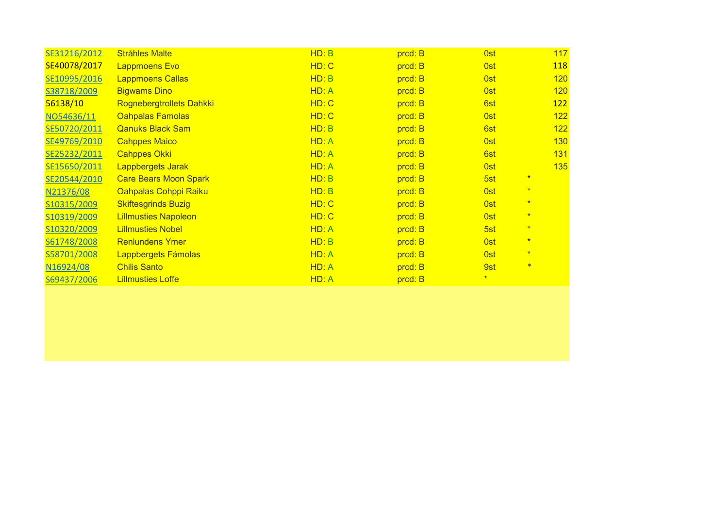| | | | | | | |
|---|---|---|---|---|---|---|
| SE31216/2012 | Stråhles Malte | HD: B | prcd: B | 0st | | 117 |
| SE40078/2017 | Lappmoens Evo | HD: C | prcd: B | 0st | | 118 |
| SE10995/2016 | Lappmoens Callas | HD: B | prcd: B | 0st | | 120 |
| S38718/2009 | Bigwams Dino | HD: A | prcd: B | 0st | | 120 |
| 56138/10 | Rognebergtrollets Dahkki | HD: C | prcd: B | 6st | | 122 |
| NO54636/11 | Oahpalas Famolas | HD: C | prcd: B | 0st | | 122 |
| SE50720/2011 | Qanuks Black Sam | HD: B | prcd: B | 6st | | 122 |
| SE49769/2010 | Cahppes Maico | HD: A | prcd: B | 0st | | 130 |
| SE25232/2011 | Cahppes Okki | HD: A | prcd: B | 6st | | 131 |
| SE15650/2011 | Lappbergets Jarak | HD: A | prcd: B | 0st | | 135 |
| SE20544/2010 | Care Bears Moon Spark | HD: B | prcd: B | 5st | * | |
| N21376/08 | Oahpalas Cohppi Raiku | HD: B | prcd: B | 0st | * | |
| S10315/2009 | Skiftesgrinds Buzig | HD: C | prcd: B | 0st | * | |
| S10319/2009 | Lillmusties Napoleon | HD: C | prcd: B | 0st | * | |
| S10320/2009 | Lillmusties Nobel | HD: A | prcd: B | 5st | * | |
| S61748/2008 | Renlundens Ymer | HD: B | prcd: B | 0st | * | |
| S58701/2008 | Lappbergets Fámolas | HD: A | prcd: B | 0st | * | |
| N16924/08 | Chilis Santo | HD: A | prcd: B | 9st | * | |
| S69437/2006 | Lillmusties Loffe | HD: A | prcd: B | * | | |